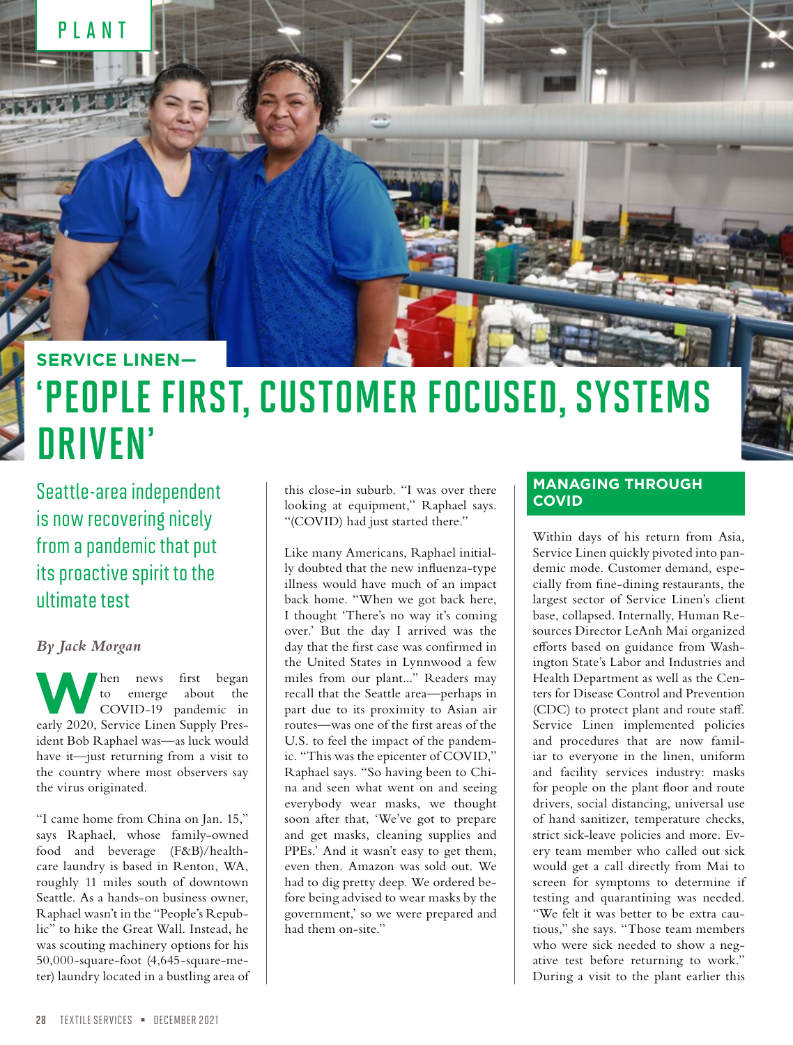PLANT

## SERVICE LINEN—

# 'PEOPLE FIRST, CUSTOMER FOCUSED, SYSTEMS DRIVEN'

Seattle-area independent is now recovering nicely from a pandemic that put its proactive spirit to the ultimate test

*By Jack Morgan*

When news first began to emerge about the COVID-19 pandemic in early 2020, Service Linen Supply President Bob Raphael was—as luck would have it—just returning from a visit to the country where most observers say the virus originated.

"I came home from China on Jan. 15," says Raphael, whose family-owned food and beverage (F&B)/healthcare laundry is based in Renton, WA, roughly 11 miles south of downtown Seattle. As a hands-on business owner, Raphael wasn't in the "People's Republic" to hike the Great Wall. Instead, he was scouting machinery options for his 50,000-square-foot (4,645-square-meter) laundry located in a bustling area of this close-in suburb. "I was over there looking at equipment," Raphael says. "(COVID) had just started there."

Like many Americans, Raphael initially doubted that the new influenza-type illness would have much of an impact back home. "When we got back here, I thought 'There's no way it's coming over.' But the day I arrived was the day that the first case was confirmed in the United States in Lynnwood a few miles from our plant..." Readers may recall that the Seattle area—perhaps in part due to its proximity to Asian air routes—was one of the first areas of the U.S. to feel the impact of the pandemic. "This was the epicenter of COVID," Raphael says. "So having been to China and seen what went on and seeing everybody wear masks, we thought soon after that, 'We've got to prepare and get masks, cleaning supplies and PPEs.' And it wasn't easy to get them, even then. Amazon was sold out. We had to dig pretty deep. We ordered before being advised to wear masks by the government,' so we were prepared and had them on-site."

## MANAGING THROUGH COVID

Within days of his return from Asia, Service Linen quickly pivoted into pandemic mode. Customer demand, especially from fine-dining restaurants, the largest sector of Service Linen's client base, collapsed. Internally, Human Resources Director LeAnh Mai organized efforts based on guidance from Washington State's Labor and Industries and Health Department as well as the Centers for Disease Control and Prevention (CDC) to protect plant and route staff. Service Linen implemented policies and procedures that are now familiar to everyone in the linen, uniform and facility services industry: masks for people on the plant floor and route drivers, social distancing, universal use of hand sanitizer, temperature checks, strict sick-leave policies and more. Every team member who called out sick would get a call directly from Mai to screen for symptoms to determine if testing and quarantining was needed. "We felt it was better to be extra cautious," she says. "Those team members who were sick needed to show a negative test before returning to work." During a visit to the plant earlier this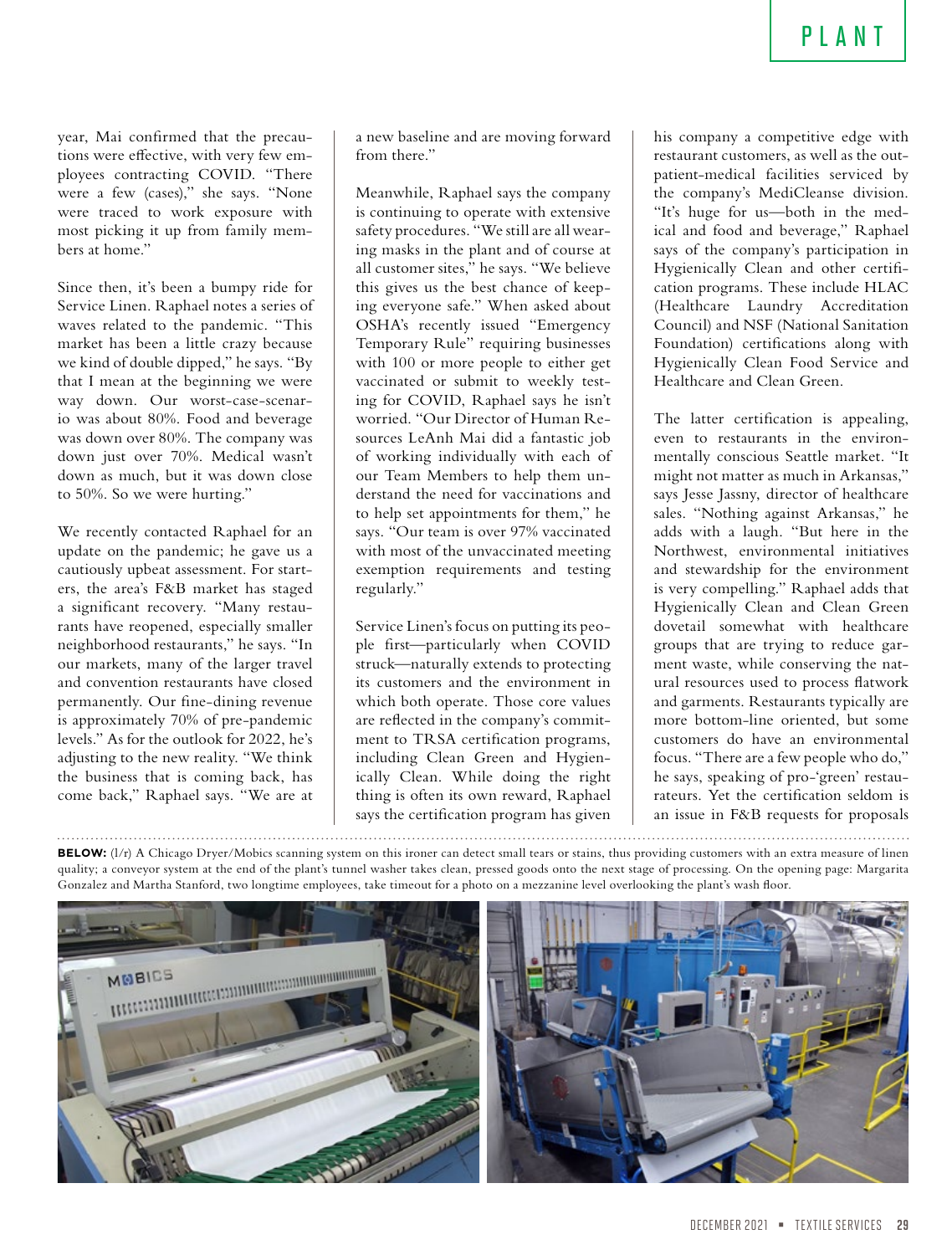year, Mai confirmed that the precautions were effective, with very few employees contracting COVID. "There were a few (cases)," she says. "None were traced to work exposure with most picking it up from family members at home."

Since then, it's been a bumpy ride for Service Linen. Raphael notes a series of waves related to the pandemic. "This market has been a little crazy because we kind of double dipped," he says. "By that I mean at the beginning we were way down. Our worst-case-scenario was about 80%. Food and beverage was down over 80%. The company was down just over 70%. Medical wasn't down as much, but it was down close to 50%. So we were hurting."

We recently contacted Raphael for an update on the pandemic; he gave us a cautiously upbeat assessment. For starters, the area's F&B market has staged a significant recovery. "Many restaurants have reopened, especially smaller neighborhood restaurants," he says. "In our markets, many of the larger travel and convention restaurants have closed permanently. Our fine-dining revenue is approximately 70% of pre-pandemic levels." As for the outlook for 2022, he's adjusting to the new reality. "We think the business that is coming back, has come back," Raphael says. "We are at a new baseline and are moving forward from there."

Meanwhile, Raphael says the company is continuing to operate with extensive safety procedures. "We still are all wearing masks in the plant and of course at all customer sites," he says. "We believe this gives us the best chance of keeping everyone safe." When asked about OSHA's recently issued "Emergency Temporary Rule" requiring businesses with 100 or more people to either get vaccinated or submit to weekly testing for COVID, Raphael says he isn't worried. "Our Director of Human Resources LeAnh Mai did a fantastic job of working individually with each of our Team Members to help them understand the need for vaccinations and to help set appointments for them," he says. "Our team is over 97% vaccinated with most of the unvaccinated meeting exemption requirements and testing regularly."

Service Linen's focus on putting its people first—particularly when COVID struck—naturally extends to protecting its customers and the environment in which both operate. Those core values are reflected in the company's commitment to TRSA certification programs, including Clean Green and Hygienically Clean. While doing the right thing is often its own reward, Raphael says the certification program has given his company a competitive edge with restaurant customers, as well as the outpatient-medical facilities serviced by the company's MediCleanse division. "It's huge for us—both in the medical and food and beverage," Raphael says of the company's participation in Hygienically Clean and other certification programs. These include HLAC (Healthcare Laundry Accreditation Council) and NSF (National Sanitation Foundation) certifications along with Hygienically Clean Food Service and Healthcare and Clean Green.

The latter certification is appealing, even to restaurants in the environmentally conscious Seattle market. "It might not matter as much in Arkansas," says Jesse Jassny, director of healthcare sales. "Nothing against Arkansas," he adds with a laugh. "But here in the Northwest, environmental initiatives and stewardship for the environment is very compelling." Raphael adds that Hygienically Clean and Clean Green dovetail somewhat with healthcare groups that are trying to reduce garment waste, while conserving the natural resources used to process flatwork and garments. Restaurants typically are more bottom-line oriented, but some customers do have an environmental focus. "There are a few people who do," he says, speaking of pro-'green' restaurateurs. Yet the certification seldom is an issue in F&B requests for proposals

**BELOW:** (l/r) A Chicago Dryer/Mobics scanning system on this ironer can detect small tears or stains, thus providing customers with an extra measure of linen quality; a conveyor system at the end of the plant's tunnel washer takes clean, pressed goods onto the next stage of processing. On the opening page: Margarita Gonzalez and Martha Stanford, two longtime employees, take timeout for a photo on a mezzanine level overlooking the plant's wash floor.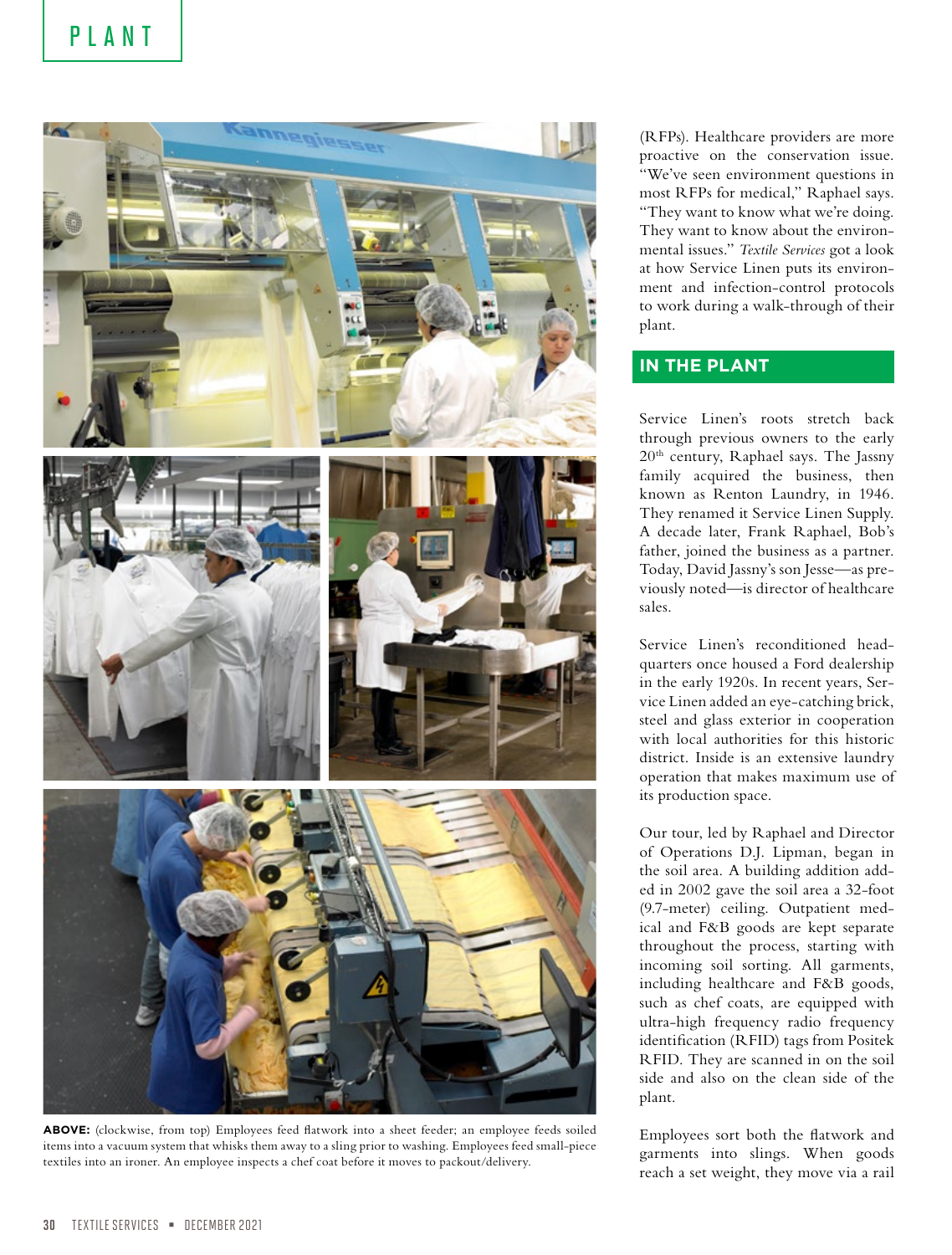**ABOVE:** (clockwise, from top) Employees feed flatwork into a sheet feeder; an employee feeds soiled items into a vacuum system that whisks them away to a sling prior to washing. Employees feed small-piece textiles into an ironer. An employee inspects a chef coat before it moves to packout/delivery.

(RFPs). Healthcare providers are more proactive on the conservation issue. "We've seen environment questions in most RFPs for medical," Raphael says. "They want to know what we're doing. They want to know about the environmental issues." *Textile Services* got a look at how Service Linen puts its environment and infection-control protocols to work during a walk-through of their plant.

## IN THE PLANT

Service Linen's roots stretch back through previous owners to the early 20th century, Raphael says. The Jassny family acquired the business, then known as Renton Laundry, in 1946. They renamed it Service Linen Supply. A decade later, Frank Raphael, Bob's father, joined the business as a partner. Today, David Jassny's son Jesse—as previously noted—is director of healthcare sales.

Service Linen's reconditioned headquarters once housed a Ford dealership in the early 1920s. In recent years, Service Linen added an eye-catching brick, steel and glass exterior in cooperation with local authorities for this historic district. Inside is an extensive laundry operation that makes maximum use of its production space.

Our tour, led by Raphael and Director of Operations D.J. Lipman, began in the soil area. A building addition added in 2002 gave the soil area a 32-foot (9.7-meter) ceiling. Outpatient medical and F&B goods are kept separate throughout the process, starting with incoming soil sorting. All garments, including healthcare and F&B goods, such as chef coats, are equipped with ultra-high frequency radio frequency identification (RFID) tags from Positek RFID. They are scanned in on the soil side and also on the clean side of the plant.

Employees sort both the flatwork and garments into slings. When goods reach a set weight, they move via a rail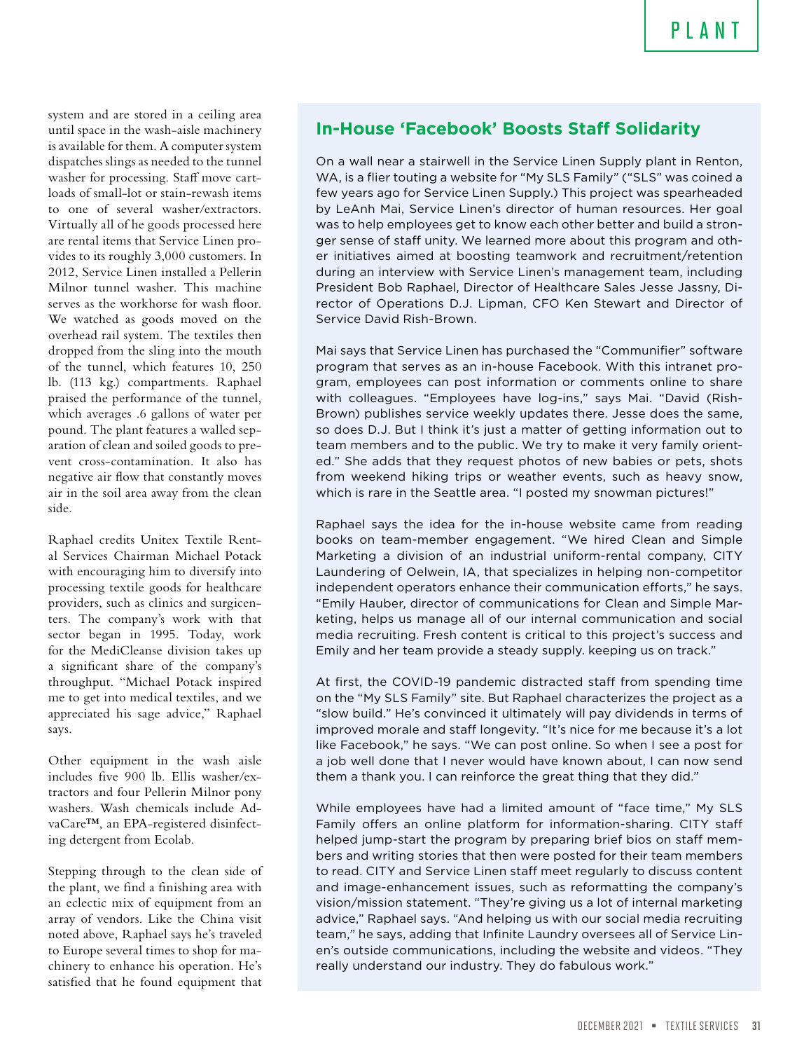system and are stored in a ceiling area until space in the wash-aisle machinery is available for them. A computer system dispatches slings as needed to the tunnel washer for processing. Staff move cart-loads of small-lot or stain-rewash items to one of several washer/extractors. Virtually all of he goods processed here are rental items that Service Linen provides to its roughly 3,000 customers. In 2012, Service Linen installed a Pellerin Milnor tunnel washer. This machine serves as the workhorse for wash floor. We watched as goods moved on the overhead rail system. The textiles then dropped from the sling into the mouth of the tunnel, which features 10, 250 lb. (113 kg.) compartments. Raphael praised the performance of the tunnel, which averages .6 gallons of water per pound. The plant features a walled separation of clean and soiled goods to prevent cross-contamination. It also has negative air flow that constantly moves air in the soil area away from the clean side.

Raphael credits Unitex Textile Rental Services Chairman Michael Potack with encouraging him to diversify into processing textile goods for healthcare providers, such as clinics and surgicenters. The company's work with that sector began in 1995. Today, work for the MediCleanse division takes up a significant share of the company's throughput. "Michael Potack inspired me to get into medical textiles, and we appreciated his sage advice," Raphael says.

Other equipment in the wash aisle includes five 900 lb. Ellis washer/extractors and four Pellerin Milnor pony washers. Wash chemicals include AdvaCare™, an EPA-registered disinfecting detergent from Ecolab.

Stepping through to the clean side of the plant, we find a finishing area with an eclectic mix of equipment from an array of vendors. Like the China visit noted above, Raphael says he's traveled to Europe several times to shop for machinery to enhance his operation. He's satisfied that he found equipment that

## In-House 'Facebook' Boosts Staff Solidarity

On a wall near a stairwell in the Service Linen Supply plant in Renton, WA, is a flier touting a website for "My SLS Family" ("SLS" was coined a few years ago for Service Linen Supply.) This project was spearheaded by LeAnh Mai, Service Linen's director of human resources. Her goal was to help employees get to know each other better and build a stronger sense of staff unity. We learned more about this program and other initiatives aimed at boosting teamwork and recruitment/retention during an interview with Service Linen's management team, including President Bob Raphael, Director of Healthcare Sales Jesse Jassny, Director of Operations D.J. Lipman, CFO Ken Stewart and Director of Service David Rish-Brown.

Mai says that Service Linen has purchased the "Communifier" software program that serves as an in-house Facebook. With this intranet program, employees can post information or comments online to share with colleagues. "Employees have log-ins," says Mai. "David (Rish-Brown) publishes service weekly updates there. Jesse does the same, so does D.J. But I think it's just a matter of getting information out to team members and to the public. We try to make it very family oriented." She adds that they request photos of new babies or pets, shots from weekend hiking trips or weather events, such as heavy snow, which is rare in the Seattle area. "I posted my snowman pictures!"

Raphael says the idea for the in-house website came from reading books on team-member engagement. "We hired Clean and Simple Marketing a division of an industrial uniform-rental company, CITY Laundering of Oelwein, IA, that specializes in helping non-competitor independent operators enhance their communication efforts," he says. "Emily Hauber, director of communications for Clean and Simple Marketing, helps us manage all of our internal communication and social media recruiting. Fresh content is critical to this project's success and Emily and her team provide a steady supply. keeping us on track."

At first, the COVID-19 pandemic distracted staff from spending time on the "My SLS Family" site. But Raphael characterizes the project as a "slow build." He's convinced it ultimately will pay dividends in terms of improved morale and staff longevity. "It's nice for me because it's a lot like Facebook," he says. "We can post online. So when I see a post for a job well done that I never would have known about, I can now send them a thank you. I can reinforce the great thing that they did."

While employees have had a limited amount of "face time," My SLS Family offers an online platform for information-sharing. CITY staff helped jump-start the program by preparing brief bios on staff members and writing stories that then were posted for their team members to read. CITY and Service Linen staff meet regularly to discuss content and image-enhancement issues, such as reformatting the company's vision/mission statement. "They're giving us a lot of internal marketing advice," Raphael says. "And helping us with our social media recruiting team," he says, adding that Infinite Laundry oversees all of Service Linen's outside communications, including the website and videos. "They really understand our industry. They do fabulous work."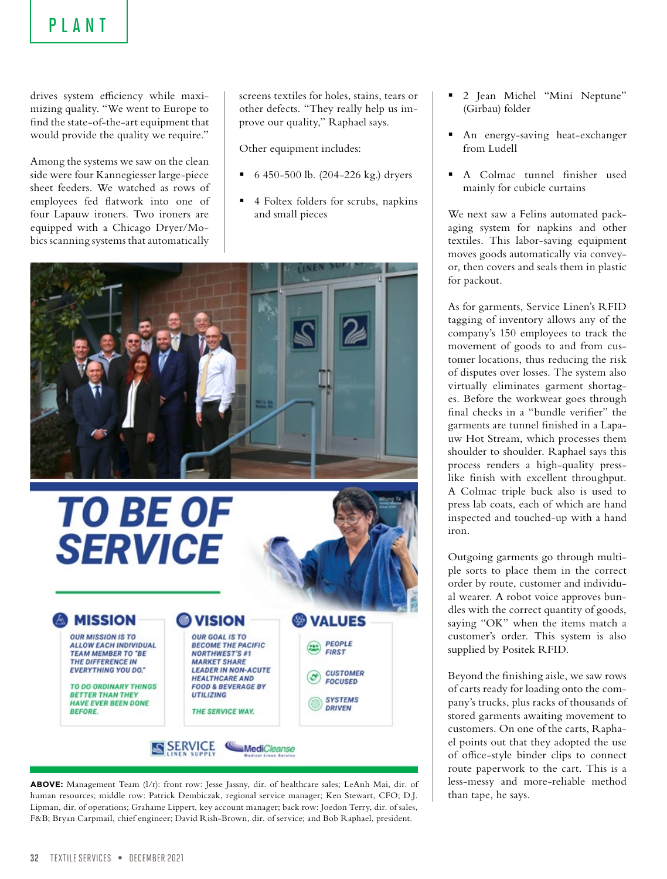drives system efficiency while maximizing quality. "We went to Europe to find the state-of-the-art equipment that would provide the quality we require."

Among the systems we saw on the clean side were four Kannegiesser large-piece sheet feeders. We watched as rows of employees fed flatwork into one of four Lapauw ironers. Two ironers are equipped with a Chicago Dryer/Mobics scanning systems that automatically screens textiles for holes, stains, tears or other defects. "They really help us improve our quality," Raphael says.

Other equipment includes:

- 6 450-500 lb. (204-226 kg.) dryers
- 4 Foltex folders for scrubs, napkins and small pieces
- 2 Jean Michel "Mini Neptune" (Girbau) folder
- An energy-saving heat-exchanger from Ludell
- A Colmac tunnel finisher used mainly for cubicle curtains

We next saw a Felins automated packaging system for napkins and other textiles. This labor-saving equipment moves goods automatically via conveyor, then covers and seals them in plastic for packout.

As for garments, Service Linen's RFID tagging of inventory allows any of the company's 150 employees to track the movement of goods to and from customer locations, thus reducing the risk of disputes over losses. The system also virtually eliminates garment shortages. Before the workwear goes through final checks in a "bundle verifier" the garments are tunnel finished in a Lapauw Hot Stream, which processes them shoulder to shoulder. Raphael says this process renders a high-quality press-like finish with excellent throughput. A Colmac triple buck also is used to press lab coats, each of which are hand inspected and touched-up with a hand iron.

Outgoing garments go through multiple sorts to place them in the correct order by route, customer and individual wearer. A robot voice approves bundles with the correct quantity of goods, saying "OK" when the items match a customer's order. This system is also supplied by Positek RFID.

Beyond the finishing aisle, we saw rows of carts ready for loading onto the company's trucks, plus racks of thousands of stored garments awaiting movement to customers. On one of the carts, Raphael points out that they adopted the use of office-style binder clips to connect route paperwork to the cart. This is a less-messy and more-reliable method than tape, he says.

**TO BE OF SERVICE**

**MISSION**

OUR MISSION IS TO ALLOW EACH INDIVIDUAL TEAM MEMBER TO "BE THE DIFFERENCE IN EVERYTHING YOU DO."

TO DO ORDINARY THINGS BETTER THAN THEY HAVE EVER BEEN DONE BEFORE.

**VISION**

OUR GOAL IS TO BECOME THE PACIFIC NORTHWEST'S #1 MARKET SHARE LEADER IN NON-ACUTE HEALTHCARE AND FOOD & BEVERAGE BY UTILIZING

THE SERVICE WAY.

**VALUES**

- PEOPLE FIRST
- CUSTOMER FOCUSED
- SYSTEMS DRIVEN

SERVICE LINEN SUPPLY · MediCleanse Medical Linen Service

**ABOVE:** Management Team (l/r): front row: Jesse Jassny, dir. of healthcare sales; LeAnh Mai, dir. of human resources; middle row: Patrick Dembiczak, regional service manager; Ken Stewart, CFO; D.J. Lipman, dir. of operations; Grahame Lippert, key account manager; back row: Joedon Terry, dir. of sales, F&B; Bryan Carpmail, chief engineer; David Rish-Brown, dir. of service; and Bob Raphael, president.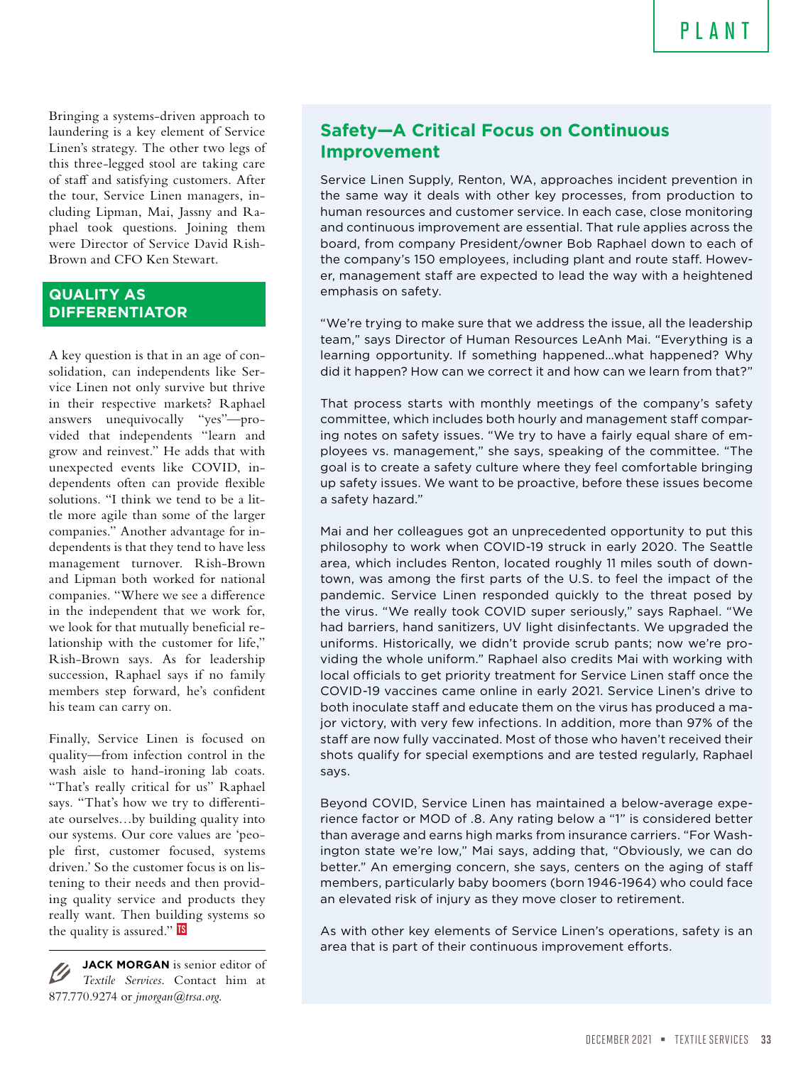Bringing a systems-driven approach to laundering is a key element of Service Linen's strategy. The other two legs of this three-legged stool are taking care of staff and satisfying customers. After the tour, Service Linen managers, including Lipman, Mai, Jassny and Raphael took questions. Joining them were Director of Service David Rish-Brown and CFO Ken Stewart.

## QUALITY AS DIFFERENTIATOR

A key question is that in an age of consolidation, can independents like Service Linen not only survive but thrive in their respective markets? Raphael answers unequivocally "yes"—provided that independents "learn and grow and reinvest." He adds that with unexpected events like COVID, independents often can provide flexible solutions. "I think we tend to be a little more agile than some of the larger companies." Another advantage for independents is that they tend to have less management turnover. Rish-Brown and Lipman both worked for national companies. "Where we see a difference in the independent that we work for, we look for that mutually beneficial relationship with the customer for life," Rish-Brown says. As for leadership succession, Raphael says if no family members step forward, he's confident his team can carry on.

Finally, Service Linen is focused on quality—from infection control in the wash aisle to hand-ironing lab coats. "That's really critical for us" Raphael says. "That's how we try to differentiate ourselves…by building quality into our systems. Our core values are 'people first, customer focused, systems driven.' So the customer focus is on listening to their needs and then providing quality service and products they really want. Then building systems so the quality is assured." TS

**JACK MORGAN** is senior editor of *Textile Services*. Contact him at 877.770.9274 or *jmorgan@trsa.org*.

## Safety—A Critical Focus on Continuous Improvement

Service Linen Supply, Renton, WA, approaches incident prevention in the same way it deals with other key processes, from production to human resources and customer service. In each case, close monitoring and continuous improvement are essential. That rule applies across the board, from company President/owner Bob Raphael down to each of the company's 150 employees, including plant and route staff. However, management staff are expected to lead the way with a heightened emphasis on safety.

"We're trying to make sure that we address the issue, all the leadership team," says Director of Human Resources LeAnh Mai. "Everything is a learning opportunity. If something happened…what happened? Why did it happen? How can we correct it and how can we learn from that?"

That process starts with monthly meetings of the company's safety committee, which includes both hourly and management staff comparing notes on safety issues. "We try to have a fairly equal share of employees vs. management," she says, speaking of the committee. "The goal is to create a safety culture where they feel comfortable bringing up safety issues. We want to be proactive, before these issues become a safety hazard."

Mai and her colleagues got an unprecedented opportunity to put this philosophy to work when COVID-19 struck in early 2020. The Seattle area, which includes Renton, located roughly 11 miles south of downtown, was among the first parts of the U.S. to feel the impact of the pandemic. Service Linen responded quickly to the threat posed by the virus. "We really took COVID super seriously," says Raphael. "We had barriers, hand sanitizers, UV light disinfectants. We upgraded the uniforms. Historically, we didn't provide scrub pants; now we're providing the whole uniform." Raphael also credits Mai with working with local officials to get priority treatment for Service Linen staff once the COVID-19 vaccines came online in early 2021. Service Linen's drive to both inoculate staff and educate them on the virus has produced a major victory, with very few infections. In addition, more than 97% of the staff are now fully vaccinated. Most of those who haven't received their shots qualify for special exemptions and are tested regularly, Raphael says.

Beyond COVID, Service Linen has maintained a below-average experience factor or MOD of .8. Any rating below a "1" is considered better than average and earns high marks from insurance carriers. "For Washington state we're low," Mai says, adding that, "Obviously, we can do better." An emerging concern, she says, centers on the aging of staff members, particularly baby boomers (born 1946-1964) who could face an elevated risk of injury as they move closer to retirement.

As with other key elements of Service Linen's operations, safety is an area that is part of their continuous improvement efforts.